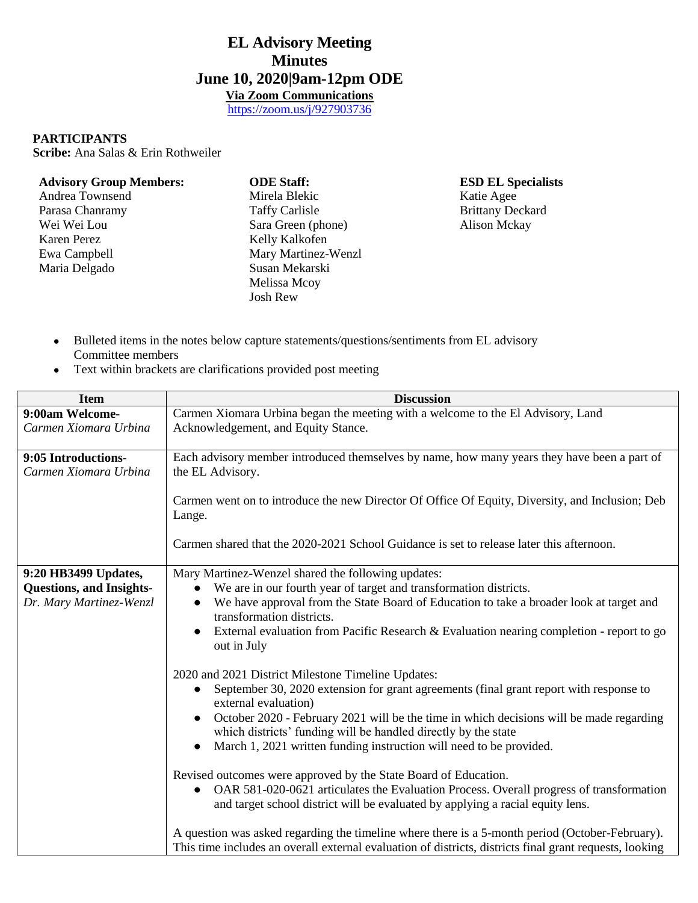# EL Advisory Meeting
# Minutes
# June 10, 2020|9am-12pm ODE

**Via Zoom Communications**

https://zoom.us/j/927903736

**PARTICIPANTS**

**Scribe:** Ana Salas & Erin Rothweiler

| **Advisory Group Members:** | **ODE Staff:** | **ESD EL Specialists** |
|---|---|---|
| Andrea Townsend | Mirela Blekic | Katie Agee |
| Parasa Chanramy | Taffy Carlisle | Brittany Deckard |
| Wei Wei Lou | Sara Green (phone) | Alison Mckay |
| Karen Perez | Kelly Kalkofen | |
| Ewa Campbell | Mary Martinez-Wenzl | |
| Maria Delgado | Susan Mekarski | |
| | Melissa Mcoy | |
| | Josh Rew | |

- Bulleted items in the notes below capture statements/questions/sentiments from EL advisory Committee members
- Text within brackets are clarifications provided post meeting

| Item | Discussion |
|---|---|
| **9:00am Welcome-** *Carmen Xiomara Urbina* | Carmen Xiomara Urbina began the meeting with a welcome to the El Advisory, Land Acknowledgement, and Equity Stance. |
| **9:05 Introductions-** *Carmen Xiomara Urbina* | Each advisory member introduced themselves by name, how many years they have been a part of the EL Advisory.<br><br>Carmen went on to introduce the new Director Of Office Of Equity, Diversity, and Inclusion; Deb Lange.<br><br>Carmen shared that the 2020-2021 School Guidance is set to release later this afternoon. |
| **9:20 HB3499 Updates, Questions, and Insights-** *Dr. Mary Martinez-Wenzl* | Mary Martinez-Wenzel shared the following updates:<br>● We are in our fourth year of target and transformation districts.<br>● We have approval from the State Board of Education to take a broader look at target and transformation districts.<br>● External evaluation from Pacific Research & Evaluation nearing completion - report to go out in July<br><br>2020 and 2021 District Milestone Timeline Updates:<br>● September 30, 2020 extension for grant agreements (final grant report with response to external evaluation)<br>● October 2020 - February 2021 will be the time in which decisions will be made regarding which districts' funding will be handled directly by the state<br>● March 1, 2021 written funding instruction will need to be provided.<br><br>Revised outcomes were approved by the State Board of Education.<br>● OAR 581-020-0621 articulates the Evaluation Process. Overall progress of transformation and target school district will be evaluated by applying a racial equity lens.<br><br>A question was asked regarding the timeline where there is a 5-month period (October-February). This time includes an overall external evaluation of districts, districts final grant requests, looking |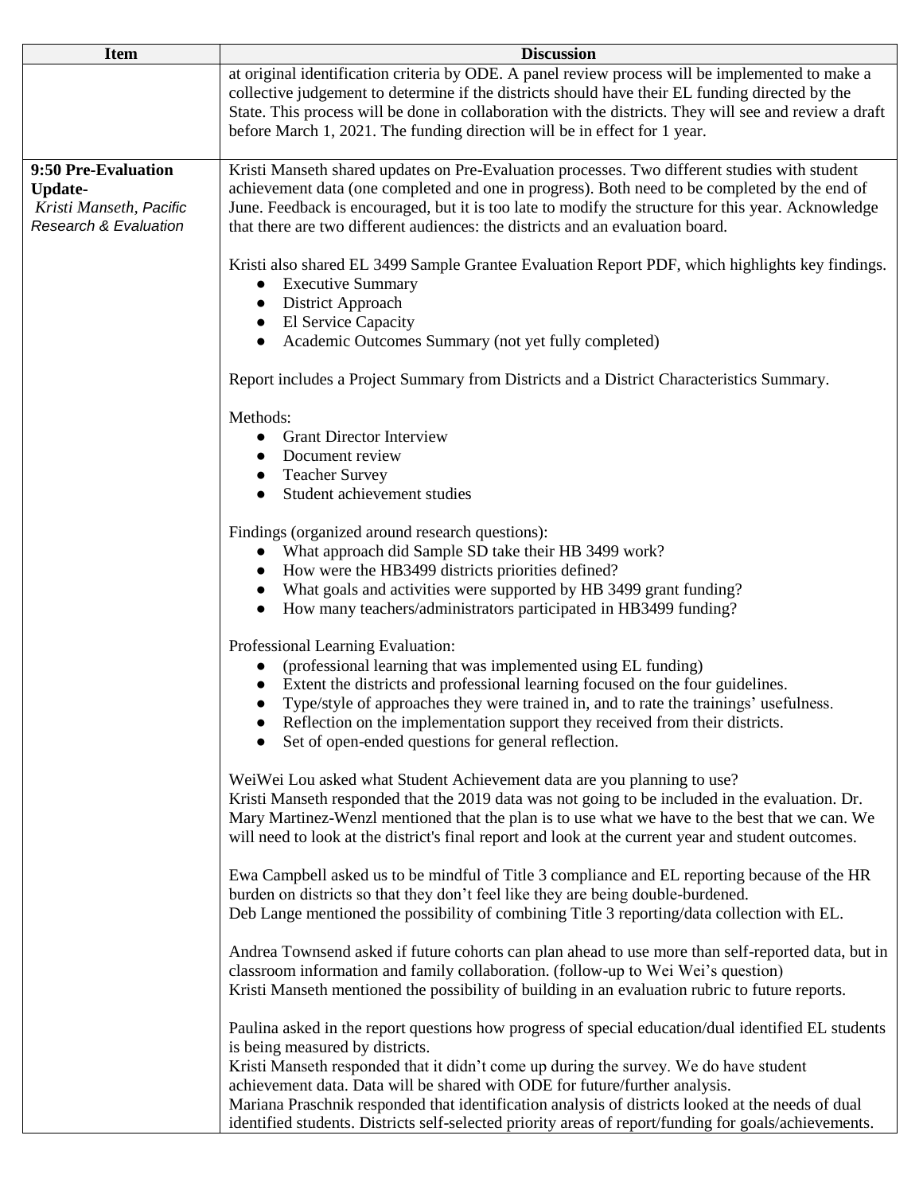| Item | Discussion |
|---|---|
| | at original identification criteria by ODE. A panel review process will be implemented to make a collective judgement to determine if the districts should have their EL funding directed by the State. This process will be done in collaboration with the districts. They will see and review a draft before March 1, 2021. The funding direction will be in effect for 1 year. |
| **9:50 Pre-Evaluation Update-** *Kristi Manseth, Pacific Research & Evaluation* | Kristi Manseth shared updates on Pre-Evaluation processes. Two different studies with student achievement data (one completed and one in progress). Both need to be completed by the end of June. Feedback is encouraged, but it is too late to modify the structure for this year. Acknowledge that there are two different audiences: the districts and an evaluation board.<br><br>Kristi also shared EL 3499 Sample Grantee Evaluation Report PDF, which highlights key findings.<br>● Executive Summary<br>● District Approach<br>● El Service Capacity<br>● Academic Outcomes Summary (not yet fully completed)<br><br>Report includes a Project Summary from Districts and a District Characteristics Summary.<br><br>Methods:<br>● Grant Director Interview<br>● Document review<br>● Teacher Survey<br>● Student achievement studies<br><br>Findings (organized around research questions):<br>● What approach did Sample SD take their HB 3499 work?<br>● How were the HB3499 districts priorities defined?<br>● What goals and activities were supported by HB 3499 grant funding?<br>● How many teachers/administrators participated in HB3499 funding?<br><br>Professional Learning Evaluation:<br>● (professional learning that was implemented using EL funding)<br>● Extent the districts and professional learning focused on the four guidelines.<br>● Type/style of approaches they were trained in, and to rate the trainings' usefulness.<br>● Reflection on the implementation support they received from their districts.<br>● Set of open-ended questions for general reflection.<br><br>WeiWei Lou asked what Student Achievement data are you planning to use?<br>Kristi Manseth responded that the 2019 data was not going to be included in the evaluation. Dr. Mary Martinez-Wenzl mentioned that the plan is to use what we have to the best that we can. We will need to look at the district's final report and look at the current year and student outcomes.<br><br>Ewa Campbell asked us to be mindful of Title 3 compliance and EL reporting because of the HR burden on districts so that they don't feel like they are being double-burdened.<br>Deb Lange mentioned the possibility of combining Title 3 reporting/data collection with EL.<br><br>Andrea Townsend asked if future cohorts can plan ahead to use more than self-reported data, but in classroom information and family collaboration. (follow-up to Wei Wei's question)<br>Kristi Manseth mentioned the possibility of building in an evaluation rubric to future reports.<br><br>Paulina asked in the report questions how progress of special education/dual identified EL students is being measured by districts.<br>Kristi Manseth responded that it didn't come up during the survey. We do have student achievement data. Data will be shared with ODE for future/further analysis.<br>Mariana Praschnik responded that identification analysis of districts looked at the needs of dual identified students. Districts self-selected priority areas of report/funding for goals/achievements. |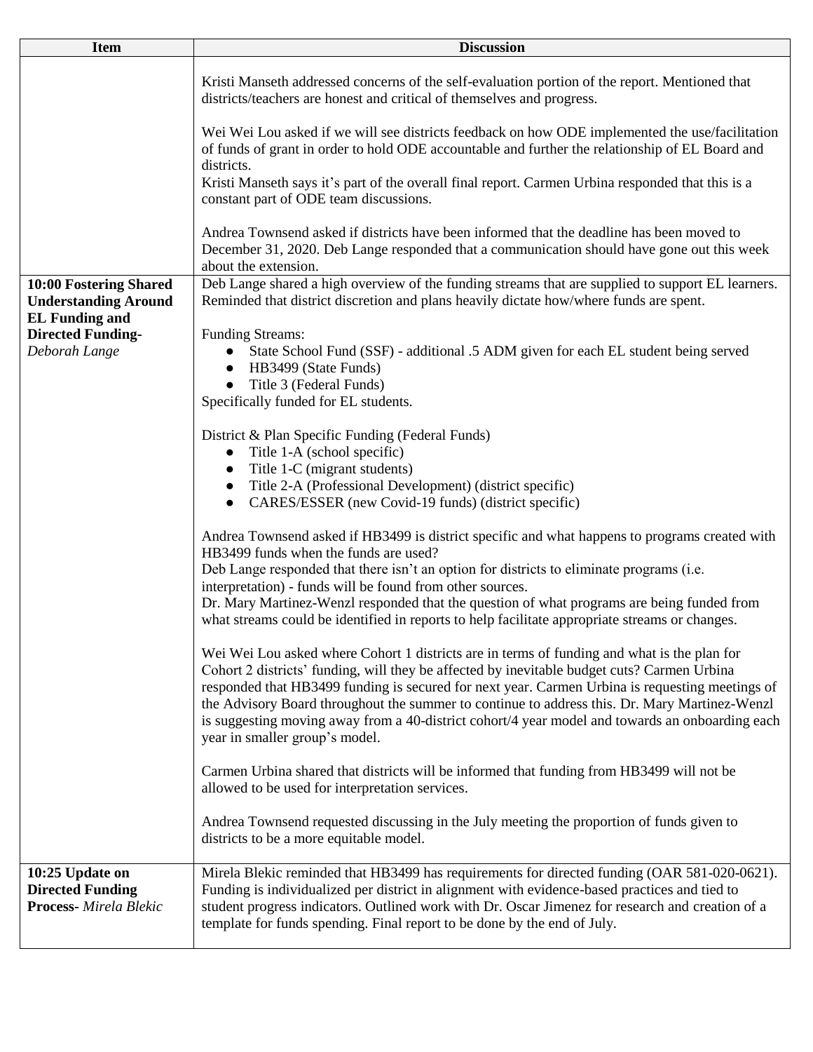| Item | Discussion |
| --- | --- |
| | Kristi Manseth addressed concerns of the self-evaluation portion of the report. Mentioned that districts/teachers are honest and critical of themselves and progress.<br><br>Wei Wei Lou asked if we will see districts feedback on how ODE implemented the use/facilitation of funds of grant in order to hold ODE accountable and further the relationship of EL Board and districts.<br>Kristi Manseth says it's part of the overall final report. Carmen Urbina responded that this is a constant part of ODE team discussions.<br><br>Andrea Townsend asked if districts have been informed that the deadline has been moved to December 31, 2020. Deb Lange responded that a communication should have gone out this week about the extension. |
| **10:00 Fostering Shared Understanding Around EL Funding and Directed Funding-** *Deborah Lange* | Deb Lange shared a high overview of the funding streams that are supplied to support EL learners. Reminded that district discretion and plans heavily dictate how/where funds are spent.<br><br>Funding Streams:<br>● State School Fund (SSF) - additional .5 ADM given for each EL student being served<br>● HB3499 (State Funds)<br>● Title 3 (Federal Funds)<br>Specifically funded for EL students.<br><br>District & Plan Specific Funding (Federal Funds)<br>● Title 1-A (school specific)<br>● Title 1-C (migrant students)<br>● Title 2-A (Professional Development) (district specific)<br>● CARES/ESSER (new Covid-19 funds) (district specific)<br><br>Andrea Townsend asked if HB3499 is district specific and what happens to programs created with HB3499 funds when the funds are used?<br>Deb Lange responded that there isn't an option for districts to eliminate programs (i.e. interpretation) - funds will be found from other sources.<br>Dr. Mary Martinez-Wenzl responded that the question of what programs are being funded from what streams could be identified in reports to help facilitate appropriate streams or changes.<br><br>Wei Wei Lou asked where Cohort 1 districts are in terms of funding and what is the plan for Cohort 2 districts' funding, will they be affected by inevitable budget cuts? Carmen Urbina responded that HB3499 funding is secured for next year. Carmen Urbina is requesting meetings of the Advisory Board throughout the summer to continue to address this. Dr. Mary Martinez-Wenzl is suggesting moving away from a 40-district cohort/4 year model and towards an onboarding each year in smaller group's model.<br><br>Carmen Urbina shared that districts will be informed that funding from HB3499 will not be allowed to be used for interpretation services.<br><br>Andrea Townsend requested discussing in the July meeting the proportion of funds given to districts to be a more equitable model. |
| **10:25 Update on Directed Funding Process-** *Mirela Blekic* | Mirela Blekic reminded that HB3499 has requirements for directed funding (OAR 581-020-0621). Funding is individualized per district in alignment with evidence-based practices and tied to student progress indicators. Outlined work with Dr. Oscar Jimenez for research and creation of a template for funds spending. Final report to be done by the end of July. |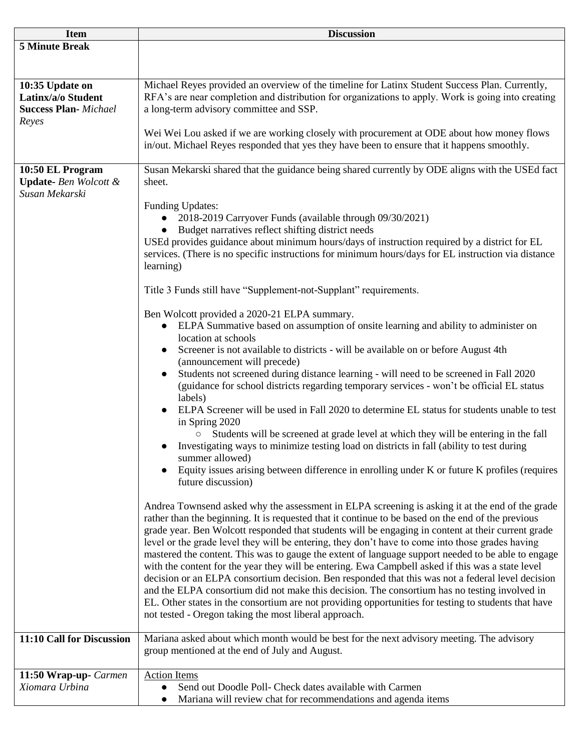| Item | Discussion |
|---|---|
| **5 Minute Break** | |
| **10:35 Update on Latinx/a/o Student Success Plan-** *Michael Reyes* | Michael Reyes provided an overview of the timeline for Latinx Student Success Plan. Currently, RFA's are near completion and distribution for organizations to apply. Work is going into creating a long-term advisory committee and SSP.<br><br>Wei Wei Lou asked if we are working closely with procurement at ODE about how money flows in/out. Michael Reyes responded that yes they have been to ensure that it happens smoothly. |
| **10:50 EL Program Update-** *Ben Wolcott & Susan Mekarski* | Susan Mekarski shared that the guidance being shared currently by ODE aligns with the USEd fact sheet.<br><br>Funding Updates:<br>● 2018-2019 Carryover Funds (available through 09/30/2021)<br>● Budget narratives reflect shifting district needs<br>USEd provides guidance about minimum hours/days of instruction required by a district for EL services. (There is no specific instructions for minimum hours/days for EL instruction via distance learning)<br><br>Title 3 Funds still have "Supplement-not-Supplant" requirements.<br><br>Ben Wolcott provided a 2020-21 ELPA summary.<br>● ELPA Summative based on assumption of onsite learning and ability to administer on location at schools<br>● Screener is not available to districts - will be available on or before August 4th (announcement will precede)<br>● Students not screened during distance learning - will need to be screened in Fall 2020 (guidance for school districts regarding temporary services - won't be official EL status labels)<br>● ELPA Screener will be used in Fall 2020 to determine EL status for students unable to test in Spring 2020<br>&nbsp;&nbsp;&nbsp;&nbsp;○ Students will be screened at grade level at which they will be entering in the fall<br>● Investigating ways to minimize testing load on districts in fall (ability to test during summer allowed)<br>● Equity issues arising between difference in enrolling under K or future K profiles (requires future discussion)<br><br>Andrea Townsend asked why the assessment in ELPA screening is asking it at the end of the grade rather than the beginning. It is requested that it continue to be based on the end of the previous grade year. Ben Wolcott responded that students will be engaging in content at their current grade level or the grade level they will be entering, they don't have to come into those grades having mastered the content. This was to gauge the extent of language support needed to be able to engage with the content for the year they will be entering. Ewa Campbell asked if this was a state level decision or an ELPA consortium decision. Ben responded that this was not a federal level decision and the ELPA consortium did not make this decision. The consortium has no testing involved in EL. Other states in the consortium are not providing opportunities for testing to students that have not tested - Oregon taking the most liberal approach. |
| **11:10 Call for Discussion** | Mariana asked about which month would be best for the next advisory meeting. The advisory group mentioned at the end of July and August. |
| **11:50 Wrap-up-** *Carmen Xiomara Urbina* | <u>Action Items</u><br>● Send out Doodle Poll- Check dates available with Carmen<br>● Mariana will review chat for recommendations and agenda items |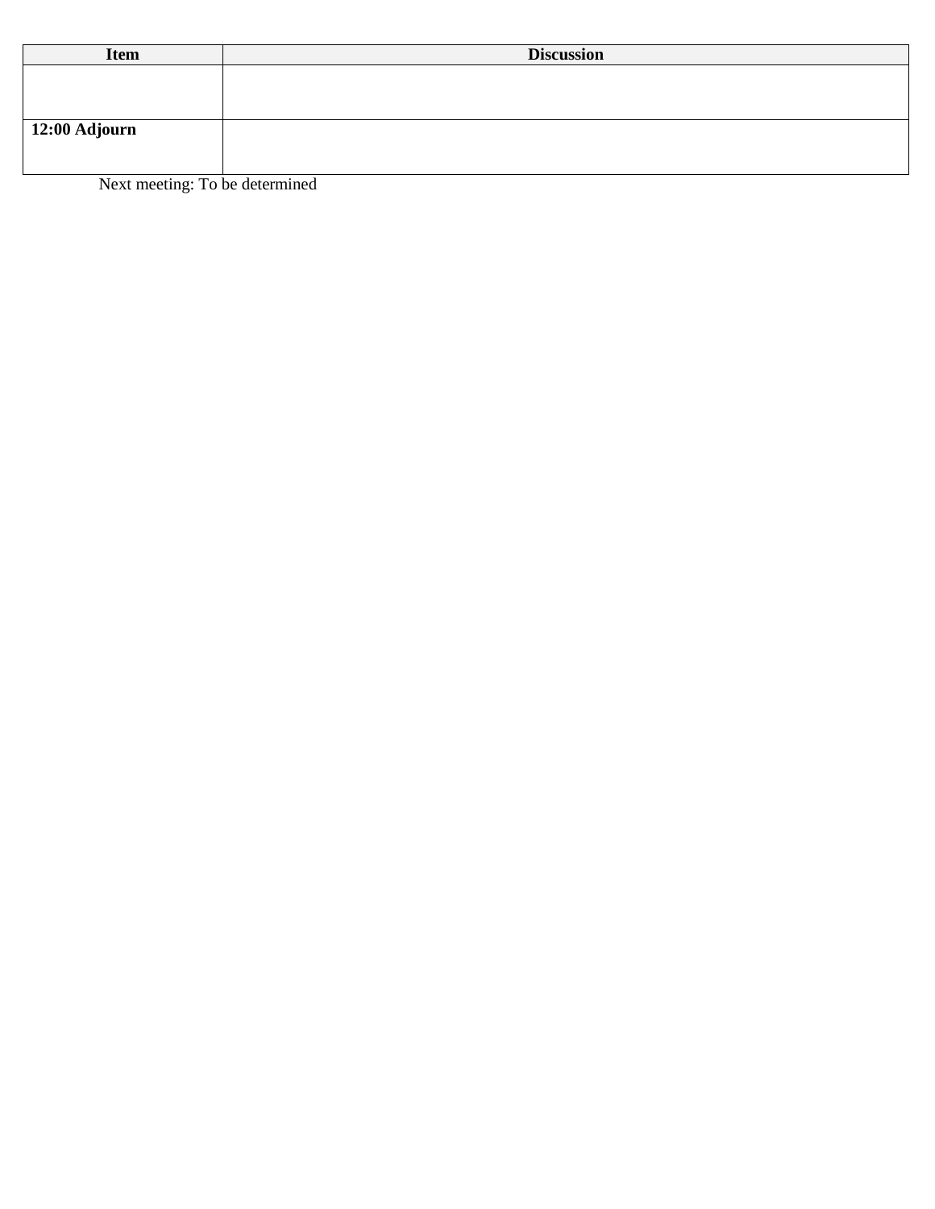| Item | Discussion |
| --- | --- |
| | |
| **12:00 Adjourn** | |

Next meeting: To be determined